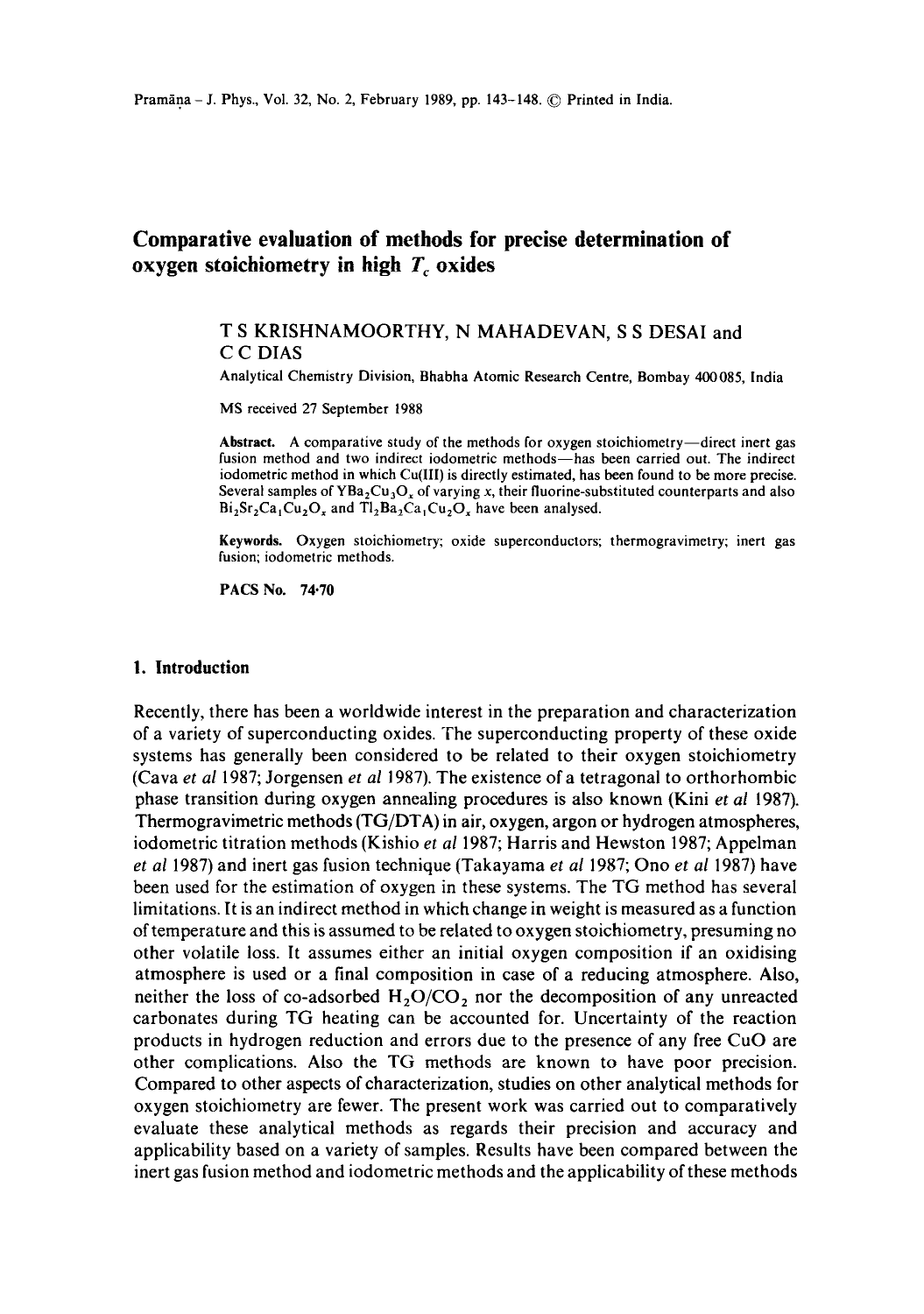# Comparative evaluation of methods for precise determination of oxygen stoichiometry in high $T_c$ oxides

T S KRISHNAMOORTHY, N MAHADEVAN, S S DESAI and C C DIAS

Analytical Chemistry Division, Bhabha Atomic Research Centre, Bombay 400085, India

MS received 27 September 1988

**Abstract.** A comparative study of the methods for oxygen stoichiometry—direct inert gas fusion method and two indirect iodometric methods—has been carried out. The indirect iodometric method in which Cu(III) is directly estimated, has been found to be more precise. Several samples of $YBa_2Cu_3O_x$ of varying $x$, their fluorine-substituted counterparts and also $Bi_2Sr_2Ca_1Cu_2O_x$ and $Tl_2Ba_2Ca_1Cu_2O_x$ have been analysed.

**Keywords.** Oxygen stoichiometry; oxide superconductors; thermogravimetry; inert gas fusion; iodometric methods.

**PACS No.** 74·70

## 1. Introduction

Recently, there has been a worldwide interest in the preparation and characterization of a variety of superconducting oxides. The superconducting property of these oxide systems has generally been considered to be related to their oxygen stoichiometry (Cava *et al* 1987; Jorgensen *et al* 1987). The existence of a tetragonal to orthorhombic phase transition during oxygen annealing procedures is also known (Kini *et al* 1987). Thermogravimetric methods (TG/DTA) in air, oxygen, argon or hydrogen atmospheres, iodometric titration methods (Kishio *et al* 1987; Harris and Hewston 1987; Appelman *et al* 1987) and inert gas fusion technique (Takayama *et al* 1987; Ono *et al* 1987) have been used for the estimation of oxygen in these systems. The TG method has several limitations. It is an indirect method in which change in weight is measured as a function of temperature and this is assumed to be related to oxygen stoichiometry, presuming no other volatile loss. It assumes either an initial oxygen composition if an oxidising atmosphere is used or a final composition in case of a reducing atmosphere. Also, neither the loss of co-adsorbed $H_2O/CO_2$ nor the decomposition of any unreacted carbonates during TG heating can be accounted for. Uncertainty of the reaction products in hydrogen reduction and errors due to the presence of any free CuO are other complications. Also the TG methods are known to have poor precision. Compared to other aspects of characterization, studies on other analytical methods for oxygen stoichiometry are fewer. The present work was carried out to comparatively evaluate these analytical methods as regards their precision and accuracy and applicability based on a variety of samples. Results have been compared between the inert gas fusion method and iodometric methods and the applicability of these methods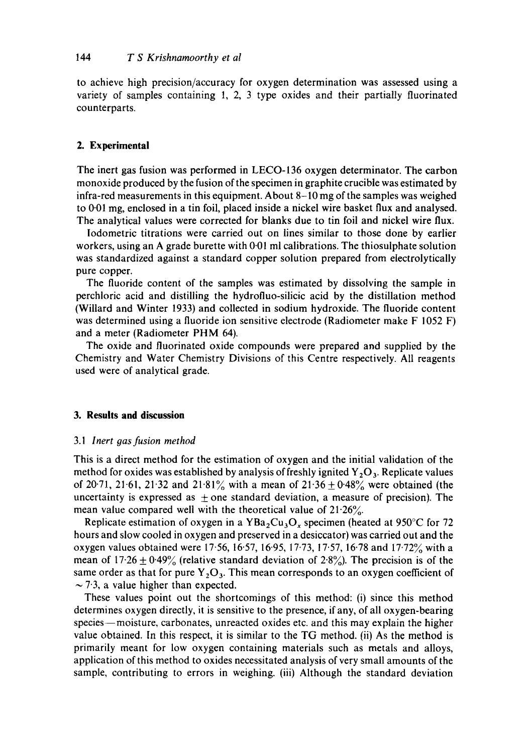to achieve high precision/accuracy for oxygen determination was assessed using a variety of samples containing 1, 2, 3 type oxides and their partially fluorinated counterparts.

## 2. Experimental

The inert gas fusion was performed in LECO-136 oxygen determinator. The carbon monoxide produced by the fusion of the specimen in graphite crucible was estimated by infra-red measurements in this equipment. About 8–10 mg of the samples was weighed to 0·01 mg, enclosed in a tin foil, placed inside a nickel wire basket flux and analysed. The analytical values were corrected for blanks due to tin foil and nickel wire flux.

Iodometric titrations were carried out on lines similar to those done by earlier workers, using an A grade burette with 0·01 ml calibrations. The thiosulphate solution was standardized against a standard copper solution prepared from electrolytically pure copper.

The fluoride content of the samples was estimated by dissolving the sample in perchloric acid and distilling the hydrofluo-silicic acid by the distillation method (Willard and Winter 1933) and collected in sodium hydroxide. The fluoride content was determined using a fluoride ion sensitive electrode (Radiometer make F 1052 F) and a meter (Radiometer PHM 64).

The oxide and fluorinated oxide compounds were prepared and supplied by the Chemistry and Water Chemistry Divisions of this Centre respectively. All reagents used were of analytical grade.

## 3. Results and discussion

### 3.1 *Inert gas fusion method*

This is a direct method for the estimation of oxygen and the initial validation of the method for oxides was established by analysis of freshly ignited $Y_2O_3$. Replicate values of 20·71, 21·61, 21·32 and 21·81% with a mean of $21{\cdot}36 \pm 0{\cdot}48\%$ were obtained (the uncertainty is expressed as $\pm$ one standard deviation, a measure of precision). The mean value compared well with the theoretical value of 21·26%.

Replicate estimation of oxygen in a $YBa_2Cu_3O_x$ specimen (heated at 950°C for 72 hours and slow cooled in oxygen and preserved in a desiccator) was carried out and the oxygen values obtained were 17·56, 16·57, 16·95, 17·73, 17·57, 16·78 and 17·72% with a mean of $17{\cdot}26 \pm 0{\cdot}49\%$ (relative standard deviation of 2·8%). The precision is of the same order as that for pure $Y_2O_3$. This mean corresponds to an oxygen coefficient of $\sim 7{\cdot}3$, a value higher than expected.

These values point out the shortcomings of this method: (i) since this method determines oxygen directly, it is sensitive to the presence, if any, of all oxygen-bearing species — moisture, carbonates, unreacted oxides etc. and this may explain the higher value obtained. In this respect, it is similar to the TG method. (ii) As the method is primarily meant for low oxygen containing materials such as metals and alloys, application of this method to oxides necessitated analysis of very small amounts of the sample, contributing to errors in weighing. (iii) Although the standard deviation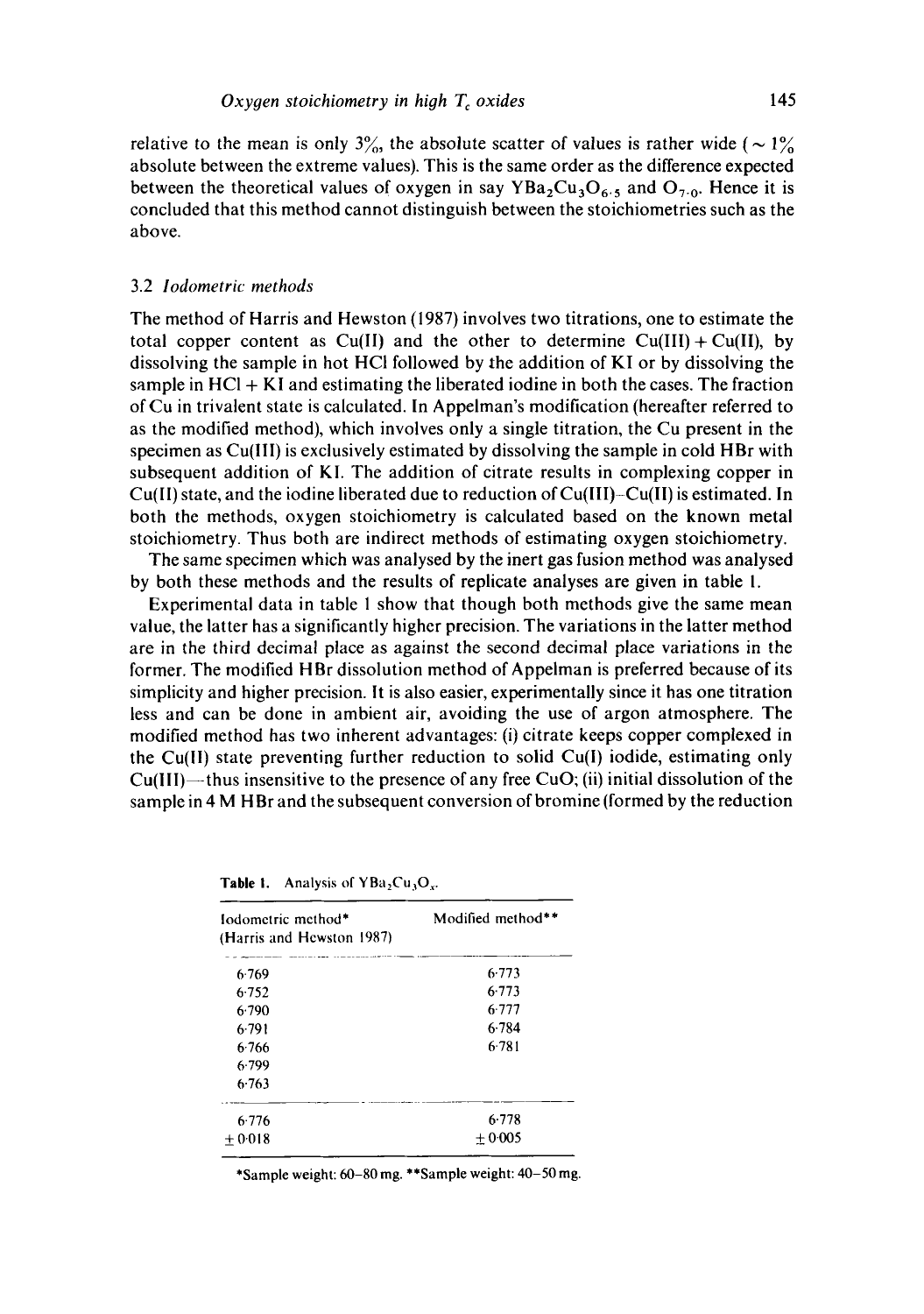relative to the mean is only 3%, the absolute scatter of values is rather wide (~ 1% absolute between the extreme values). This is the same order as the difference expected between the theoretical values of oxygen in say $YBa_2Cu_3O_{6.5}$ and $O_{7.0}$. Hence it is concluded that this method cannot distinguish between the stoichiometries such as the above.

### 3.2 *Iodometric methods*

The method of Harris and Hewston (1987) involves two titrations, one to estimate the total copper content as Cu(II) and the other to determine Cu(III) + Cu(II), by dissolving the sample in hot HCl followed by the addition of KI or by dissolving the sample in HCl + KI and estimating the liberated iodine in both the cases. The fraction of Cu in trivalent state is calculated. In Appelman's modification (hereafter referred to as the modified method), which involves only a single titration, the Cu present in the specimen as Cu(III) is exclusively estimated by dissolving the sample in cold HBr with subsequent addition of KI. The addition of citrate results in complexing copper in Cu(II) state, and the iodine liberated due to reduction of Cu(III)–Cu(II) is estimated. In both the methods, oxygen stoichiometry is calculated based on the known metal stoichiometry. Thus both are indirect methods of estimating oxygen stoichiometry.

The same specimen which was analysed by the inert gas fusion method was analysed by both these methods and the results of replicate analyses are given in table 1.

Experimental data in table 1 show that though both methods give the same mean value, the latter has a significantly higher precision. The variations in the latter method are in the third decimal place as against the second decimal place variations in the former. The modified HBr dissolution method of Appelman is preferred because of its simplicity and higher precision. It is also easier, experimentally since it has one titration less and can be done in ambient air, avoiding the use of argon atmosphere. The modified method has two inherent advantages: (i) citrate keeps copper complexed in the Cu(II) state preventing further reduction to solid Cu(I) iodide, estimating only Cu(III)—thus insensitive to the presence of any free CuO; (ii) initial dissolution of the sample in 4 M HBr and the subsequent conversion of bromine (formed by the reduction

**Table 1.** Analysis of $YBa_2Cu_3O_x$.

| Iodometric method* (Harris and Hewston 1987) | Modified method** |
|---|---|
| 6·769 | 6·773 |
| 6·752 | 6·773 |
| 6·790 | 6·777 |
| 6·791 | 6·784 |
| 6·766 | 6·781 |
| 6·799 | |
| 6·763 | |
| 6·776 | 6·778 |
| ±0·018 | ±0·005 |

*Sample weight: 60–80 mg. **Sample weight: 40–50 mg.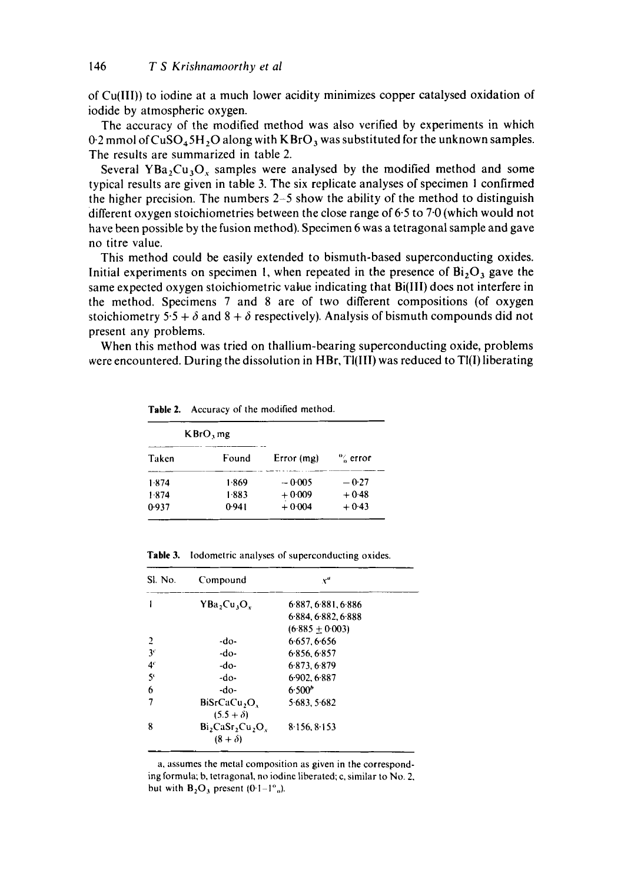of Cu(III)) to iodine at a much lower acidity minimizes copper catalysed oxidation of iodide by atmospheric oxygen.

The accuracy of the modified method was also verified by experiments in which 0·2 mmol of $CuSO_4 5H_2O$ along with $KBrO_3$ was substituted for the unknown samples. The results are summarized in table 2.

Several $YBa_2Cu_3O_x$ samples were analysed by the modified method and some typical results are given in table 3. The six replicate analyses of specimen 1 confirmed the higher precision. The numbers 2–5 show the ability of the method to distinguish different oxygen stoichiometries between the close range of 6·5 to 7·0 (which would not have been possible by the fusion method). Specimen 6 was a tetragonal sample and gave no titre value.

This method could be easily extended to bismuth-based superconducting oxides. Initial experiments on specimen 1, when repeated in the presence of $Bi_2O_3$ gave the same expected oxygen stoichiometric value indicating that Bi(III) does not interfere in the method. Specimens 7 and 8 are of two different compositions (of oxygen stoichiometry $5{\cdot}5 + \delta$ and $8 + \delta$ respectively). Analysis of bismuth compounds did not present any problems.

When this method was tried on thallium-bearing superconducting oxide, problems were encountered. During the dissolution in HBr, Tl(III) was reduced to Tl(I) liberating

**Table 2.** Accuracy of the modified method.

| $KBrO_3$ mg | | | |
|---|---|---|---|
| Taken | Found | Error (mg) | % error |
| 1·874 | 1·869 | −0·005 | −0·27 |
| 1·874 | 1·883 | +0·009 | +0·48 |
| 0·937 | 0·941 | +0·004 | +0·43 |

**Table 3.** Iodometric analyses of superconducting oxides.

| Sl. No. | Compound | $x^a$ |
|---|---|---|
| 1 | $YBa_2Cu_3O_x$ | 6·887, 6·881, 6·886<br>6·884, 6·882, 6·888<br>(6·885 ± 0·003) |
| 2 | -do- | 6·657, 6·656 |
| 3[c] | -do- | 6·856, 6·857 |
| 4[c] | -do- | 6·873, 6·879 |
| 5[c] | -do- | 6·902, 6·887 |
| 6 | -do- | 6·500[b] |
| 7 | $BiSrCaCu_2O_x$<br>$(5{\cdot}5 + \delta)$ | 5·683, 5·682 |
| 8 | $Bi_2CaSr_2Cu_2O_x$<br>$(8 + \delta)$ | 8·156, 8·153 |

a, assumes the metal composition as given in the corresponding formula; b, tetragonal, no iodine liberated; c, similar to No. 2, but with $B_2O_3$ present (0·1–1%).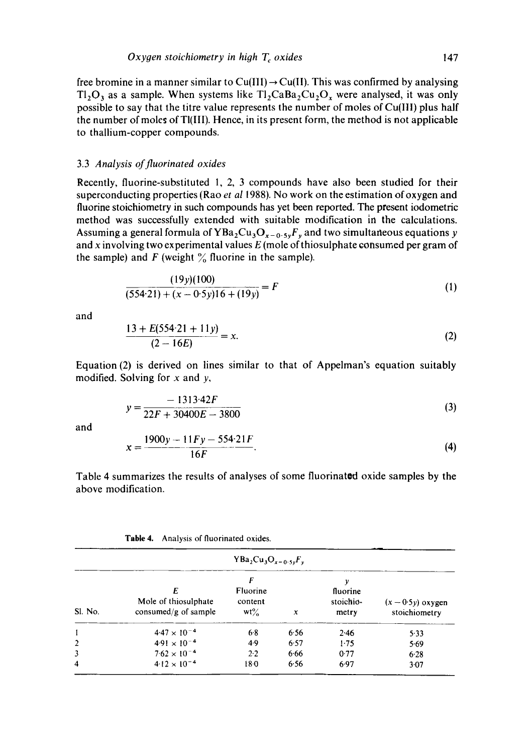free bromine in a manner similar to Cu(III) → Cu(II). This was confirmed by analysing $Tl_2O_3$ as a sample. When systems like $Tl_2CaBa_2Cu_2O_x$ were analysed, it was only possible to say that the titre value represents the number of moles of Cu(III) plus half the number of moles of Tl(III). Hence, in its present form, the method is not applicable to thallium-copper compounds.

### 3.3 *Analysis of fluorinated oxides*

Recently, fluorine-substituted 1, 2, 3 compounds have also been studied for their superconducting properties (Rao *et al* 1988). No work on the estimation of oxygen and fluorine stoichiometry in such compounds has yet been reported. The present iodometric method was successfully extended with suitable modification in the calculations. Assuming a general formula of $YBa_2Cu_3O_{x-0\cdot5y}F_y$ and two simultaneous equations $y$ and $x$ involving two experimental values $E$ (mole of thiosulphate consumed per gram of the sample) and $F$ (weight % fluorine in the sample).

$$\frac{(19y)(100)}{(554\cdot21)+(x-0\cdot5y)16+(19y)}=F \tag{1}$$

and

$$\frac{13+E(554\cdot21+11y)}{(2-16E)}=x. \tag{2}$$

Equation (2) is derived on lines similar to that of Appelman's equation suitably modified. Solving for $x$ and $y$,

$$y=\frac{-1313\cdot42F}{22F+30400E-3800} \tag{3}$$

and

$$x=\frac{1900y-11Fy-554\cdot21F}{16F}. \tag{4}$$

Table 4 summarizes the results of analyses of some fluorinated oxide samples by the above modification.

**Table 4.** Analysis of fluorinated oxides.

| | $YBa_2Cu_3O_{x-0\cdot5y}F_y$ | | | | |
|---|---|---|---|---|---|
| Sl. No. | $E$ Mole of thiosulphate consumed/g of sample | $F$ Fluorine content wt% | $x$ | $y$ fluorine stoichio-metry | $(x-0\cdot5y)$ oxygen stoichiometry |
| 1 | $4\cdot47\times10^{-4}$ | 6·8 | 6·56 | 2·46 | 5·33 |
| 2 | $4\cdot91\times10^{-4}$ | 4·9 | 6·57 | 1·75 | 5·69 |
| 3 | $7\cdot62\times10^{-4}$ | 2·2 | 6·66 | 0·77 | 6·28 |
| 4 | $4\cdot12\times10^{-4}$ | 18·0 | 6·56 | 6·97 | 3·07 |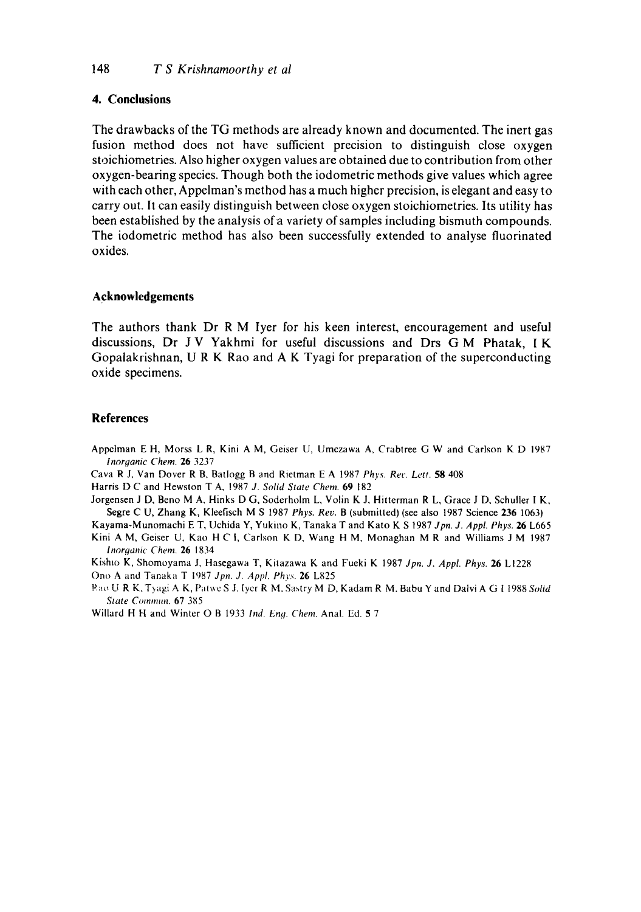## 4. Conclusions

The drawbacks of the TG methods are already known and documented. The inert gas fusion method does not have sufficient precision to distinguish close oxygen stoichiometries. Also higher oxygen values are obtained due to contribution from other oxygen-bearing species. Though both the iodometric methods give values which agree with each other, Appelman's method has a much higher precision, is elegant and easy to carry out. It can easily distinguish between close oxygen stoichiometries. Its utility has been established by the analysis of a variety of samples including bismuth compounds. The iodometric method has also been successfully extended to analyse fluorinated oxides.

### Acknowledgements

The authors thank Dr R M Iyer for his keen interest, encouragement and useful discussions, Dr J V Yakhmi for useful discussions and Drs G M Phatak, I K Gopalakrishnan, U R K Rao and A K Tyagi for preparation of the superconducting oxide specimens.

### References

Appelman E H, Morss L R, Kini A M, Geiser U, Umezawa A, Crabtree G W and Carlson K D 1987 *Inorganic Chem.* **26** 3237

Cava R J, Van Dover R B, Batlogg B and Rietman E A 1987 *Phys. Rev. Lett.* **58** 408

Harris D C and Hewston T A, 1987 *J. Solid State Chem.* **69** 182

Jorgensen J D, Beno M A, Hinks D G, Soderholm L, Volin K J, Hitterman R L, Grace J D, Schuller I K, Segre C U, Zhang K, Kleefisch M S 1987 *Phys. Rev.* B (submitted) (see also 1987 Science **236** 1063)

Kayama-Munomachi E T, Uchida Y, Yukino K, Tanaka T and Kato K S 1987 *Jpn. J. Appl. Phys.* **26** L665

Kini A M, Geiser U, Kao H C I, Carlson K D, Wang H M, Monaghan M R and Williams J M 1987 *Inorganic Chem.* **26** 1834

Kishio K, Shomoyama J, Hasegawa T, Kitazawa K and Fueki K 1987 *Jpn. J. Appl. Phys.* **26** L1228

Ono A and Tanaka T 1987 *Jpn. J. Appl. Phys.* **26** L825

Rao U R K, Tyagi A K, Patwe S J, Iyer R M, Sastry M D, Kadam R M, Babu Y and Dalvi A G I 1988 *Solid State Commun.* **67** 385

Willard H H and Winter O B 1933 *Ind. Eng. Chem.* Anal. Ed. **5** 7